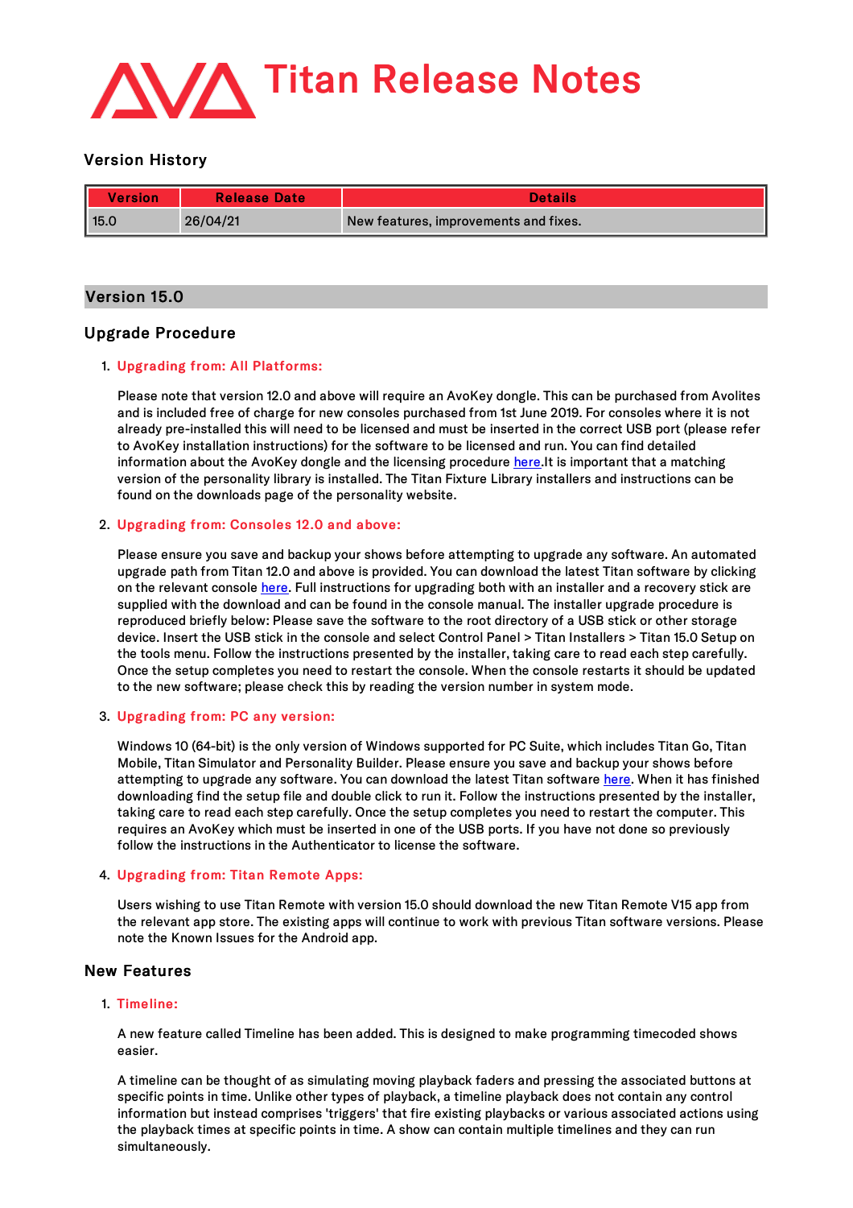# Titan Release Notes

## Version History

| Version | Release Date | Details |
|---|---|---|
| 15.0 | 26/04/21 | New features, improvements and fixes. |

## Version 15.0

### Upgrade Procedure

1. **Upgrading from: All Platforms:**

   Please note that version 12.0 and above will require an AvoKey dongle. This can be purchased from Avolites and is included free of charge for new consoles purchased from 1st June 2019. For consoles where it is not already pre-installed this will need to be licensed and must be inserted in the correct USB port (please refer to AvoKey installation instructions) for the software to be licensed and run. You can find detailed information about the AvoKey dongle and the licensing procedure here.It is important that a matching version of the personality library is installed. The Titan Fixture Library installers and instructions can be found on the downloads page of the personality website.

2. **Upgrading from: Consoles 12.0 and above:**

   Please ensure you save and backup your shows before attempting to upgrade any software. An automated upgrade path from Titan 12.0 and above is provided. You can download the latest Titan software by clicking on the relevant console here. Full instructions for upgrading both with an installer and a recovery stick are supplied with the download and can be found in the console manual. The installer upgrade procedure is reproduced briefly below: Please save the software to the root directory of a USB stick or other storage device. Insert the USB stick in the console and select Control Panel > Titan Installers > Titan 15.0 Setup on the tools menu. Follow the instructions presented by the installer, taking care to read each step carefully. Once the setup completes you need to restart the console. When the console restarts it should be updated to the new software; please check this by reading the version number in system mode.

3. **Upgrading from: PC any version:**

   Windows 10 (64-bit) is the only version of Windows supported for PC Suite, which includes Titan Go, Titan Mobile, Titan Simulator and Personality Builder. Please ensure you save and backup your shows before attempting to upgrade any software. You can download the latest Titan software here. When it has finished downloading find the setup file and double click to run it. Follow the instructions presented by the installer, taking care to read each step carefully. Once the setup completes you need to restart the computer. This requires an AvoKey which must be inserted in one of the USB ports. If you have not done so previously follow the instructions in the Authenticator to license the software.

4. **Upgrading from: Titan Remote Apps:**

   Users wishing to use Titan Remote with version 15.0 should download the new Titan Remote V15 app from the relevant app store. The existing apps will continue to work with previous Titan software versions. Please note the Known Issues for the Android app.

### New Features

1. **Timeline:**

   A new feature called Timeline has been added. This is designed to make programming timecoded shows easier.

   A timeline can be thought of as simulating moving playback faders and pressing the associated buttons at specific points in time. Unlike other types of playback, a timeline playback does not contain any control information but instead comprises 'triggers' that fire existing playbacks or various associated actions using the playback times at specific points in time. A show can contain multiple timelines and they can run simultaneously.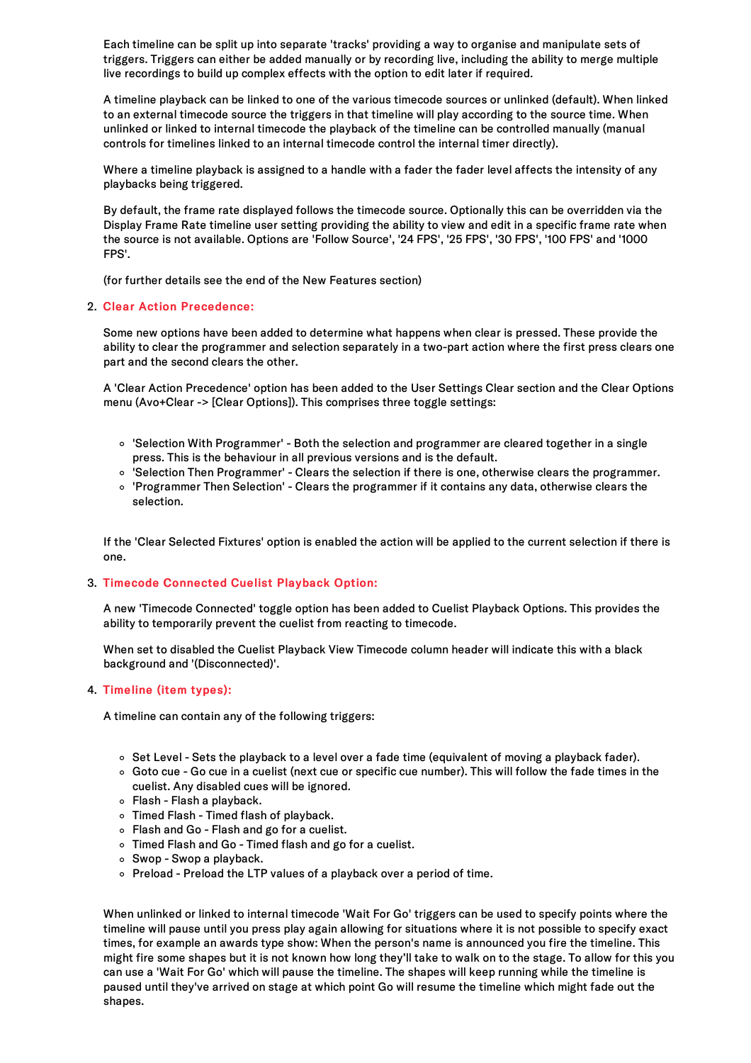Each timeline can be split up into separate 'tracks' providing a way to organise and manipulate sets of triggers. Triggers can either be added manually or by recording live, including the ability to merge multiple live recordings to build up complex effects with the option to edit later if required.

A timeline playback can be linked to one of the various timecode sources or unlinked (default). When linked to an external timecode source the triggers in that timeline will play according to the source time. When unlinked or linked to internal timecode the playback of the timeline can be controlled manually (manual controls for timelines linked to an internal timecode control the internal timer directly).

Where a timeline playback is assigned to a handle with a fader the fader level affects the intensity of any playbacks being triggered.

By default, the frame rate displayed follows the timecode source. Optionally this can be overridden via the Display Frame Rate timeline user setting providing the ability to view and edit in a specific frame rate when the source is not available. Options are 'Follow Source', '24 FPS', '25 FPS', '30 FPS', '100 FPS' and '1000 FPS'.

(for further details see the end of the New Features section)

2. **Clear Action Precedence:**

   Some new options have been added to determine what happens when clear is pressed. These provide the ability to clear the programmer and selection separately in a two-part action where the first press clears one part and the second clears the other.

   A 'Clear Action Precedence' option has been added to the User Settings Clear section and the Clear Options menu (Avo+Clear -> [Clear Options]). This comprises three toggle settings:

   - 'Selection With Programmer' - Both the selection and programmer are cleared together in a single press. This is the behaviour in all previous versions and is the default.
   - 'Selection Then Programmer' - Clears the selection if there is one, otherwise clears the programmer.
   - 'Programmer Then Selection' - Clears the programmer if it contains any data, otherwise clears the selection.

   If the 'Clear Selected Fixtures' option is enabled the action will be applied to the current selection if there is one.

3. **Timecode Connected Cuelist Playback Option:**

   A new 'Timecode Connected' toggle option has been added to Cuelist Playback Options. This provides the ability to temporarily prevent the cuelist from reacting to timecode.

   When set to disabled the Cuelist Playback View Timecode column header will indicate this with a black background and '(Disconnected)'.

4. **Timeline (item types):**

   A timeline can contain any of the following triggers:

   - Set Level - Sets the playback to a level over a fade time (equivalent of moving a playback fader).
   - Goto cue - Go cue in a cuelist (next cue or specific cue number). This will follow the fade times in the cuelist. Any disabled cues will be ignored.
   - Flash - Flash a playback.
   - Timed Flash - Timed flash of playback.
   - Flash and Go - Flash and go for a cuelist.
   - Timed Flash and Go - Timed flash and go for a cuelist.
   - Swop - Swop a playback.
   - Preload - Preload the LTP values of a playback over a period of time.

   When unlinked or linked to internal timecode 'Wait For Go' triggers can be used to specify points where the timeline will pause until you press play again allowing for situations where it is not possible to specify exact times, for example an awards type show: When the person's name is announced you fire the timeline. This might fire some shapes but it is not known how long they'll take to walk on to the stage. To allow for this you can use a 'Wait For Go' which will pause the timeline. The shapes will keep running while the timeline is paused until they've arrived on stage at which point Go will resume the timeline which might fade out the shapes.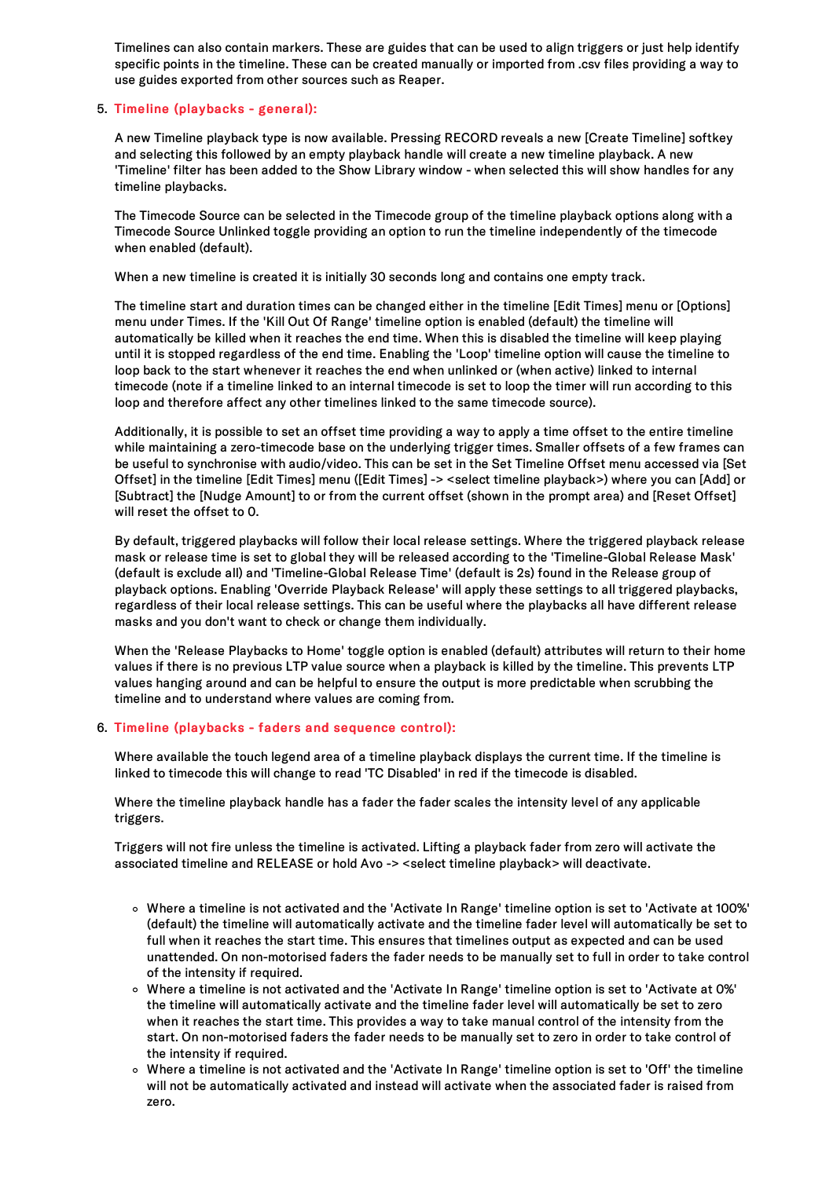Timelines can also contain markers. These are guides that can be used to align triggers or just help identify specific points in the timeline. These can be created manually or imported from .csv files providing a way to use guides exported from other sources such as Reaper.

5. **Timeline (playbacks - general):**

   A new Timeline playback type is now available. Pressing RECORD reveals a new [Create Timeline] softkey and selecting this followed by an empty playback handle will create a new timeline playback. A new 'Timeline' filter has been added to the Show Library window - when selected this will show handles for any timeline playbacks.

   The Timecode Source can be selected in the Timecode group of the timeline playback options along with a Timecode Source Unlinked toggle providing an option to run the timeline independently of the timecode when enabled (default).

   When a new timeline is created it is initially 30 seconds long and contains one empty track.

   The timeline start and duration times can be changed either in the timeline [Edit Times] menu or [Options] menu under Times. If the 'Kill Out Of Range' timeline option is enabled (default) the timeline will automatically be killed when it reaches the end time. When this is disabled the timeline will keep playing until it is stopped regardless of the end time. Enabling the 'Loop' timeline option will cause the timeline to loop back to the start whenever it reaches the end when unlinked or (when active) linked to internal timecode (note if a timeline linked to an internal timecode is set to loop the timer will run according to this loop and therefore affect any other timelines linked to the same timecode source).

   Additionally, it is possible to set an offset time providing a way to apply a time offset to the entire timeline while maintaining a zero-timecode base on the underlying trigger times. Smaller offsets of a few frames can be useful to synchronise with audio/video. This can be set in the Set Timeline Offset menu accessed via [Set Offset] in the timeline [Edit Times] menu ([Edit Times] -> <select timeline playback>) where you can [Add] or [Subtract] the [Nudge Amount] to or from the current offset (shown in the prompt area) and [Reset Offset] will reset the offset to 0.

   By default, triggered playbacks will follow their local release settings. Where the triggered playback release mask or release time is set to global they will be released according to the 'Timeline-Global Release Mask' (default is exclude all) and 'Timeline-Global Release Time' (default is 2s) found in the Release group of playback options. Enabling 'Override Playback Release' will apply these settings to all triggered playbacks, regardless of their local release settings. This can be useful where the playbacks all have different release masks and you don't want to check or change them individually.

   When the 'Release Playbacks to Home' toggle option is enabled (default) attributes will return to their home values if there is no previous LTP value source when a playback is killed by the timeline. This prevents LTP values hanging around and can be helpful to ensure the output is more predictable when scrubbing the timeline and to understand where values are coming from.

6. **Timeline (playbacks - faders and sequence control):**

   Where available the touch legend area of a timeline playback displays the current time. If the timeline is linked to timecode this will change to read 'TC Disabled' in red if the timecode is disabled.

   Where the timeline playback handle has a fader the fader scales the intensity level of any applicable triggers.

   Triggers will not fire unless the timeline is activated. Lifting a playback fader from zero will activate the associated timeline and RELEASE or hold Avo -> <select timeline playback> will deactivate.

   - Where a timeline is not activated and the 'Activate In Range' timeline option is set to 'Activate at 100%' (default) the timeline will automatically activate and the timeline fader level will automatically be set to full when it reaches the start time. This ensures that timelines output as expected and can be used unattended. On non-motorised faders the fader needs to be manually set to full in order to take control of the intensity if required.
   - Where a timeline is not activated and the 'Activate In Range' timeline option is set to 'Activate at 0%' the timeline will automatically activate and the timeline fader level will automatically be set to zero when it reaches the start time. This provides a way to take manual control of the intensity from the start. On non-motorised faders the fader needs to be manually set to zero in order to take control of the intensity if required.
   - Where a timeline is not activated and the 'Activate In Range' timeline option is set to 'Off' the timeline will not be automatically activated and instead will activate when the associated fader is raised from zero.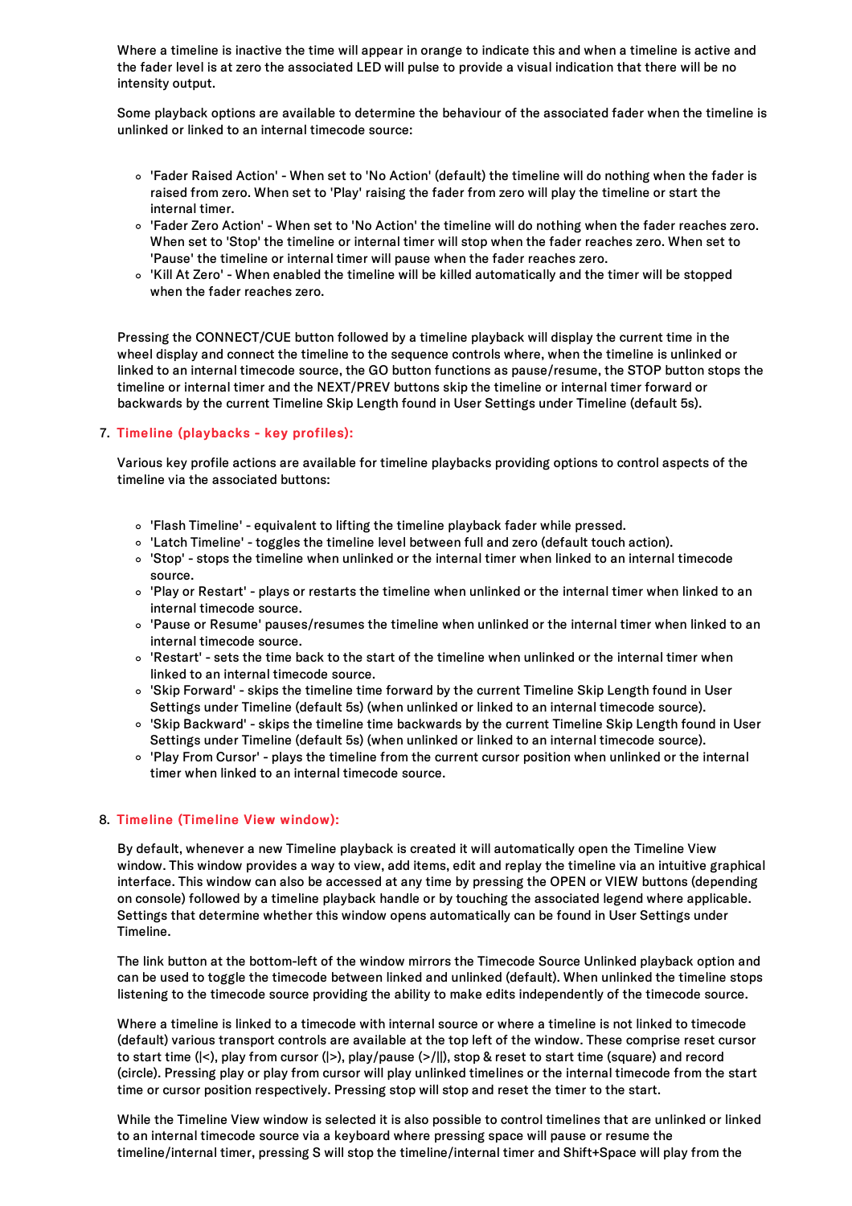Where a timeline is inactive the time will appear in orange to indicate this and when a timeline is active and the fader level is at zero the associated LED will pulse to provide a visual indication that there will be no intensity output.

Some playback options are available to determine the behaviour of the associated fader when the timeline is unlinked or linked to an internal timecode source:

- 'Fader Raised Action' - When set to 'No Action' (default) the timeline will do nothing when the fader is raised from zero. When set to 'Play' raising the fader from zero will play the timeline or start the internal timer.
- 'Fader Zero Action' - When set to 'No Action' the timeline will do nothing when the fader reaches zero. When set to 'Stop' the timeline or internal timer will stop when the fader reaches zero. When set to 'Pause' the timeline or internal timer will pause when the fader reaches zero.
- 'Kill At Zero' - When enabled the timeline will be killed automatically and the timer will be stopped when the fader reaches zero.

Pressing the CONNECT/CUE button followed by a timeline playback will display the current time in the wheel display and connect the timeline to the sequence controls where, when the timeline is unlinked or linked to an internal timecode source, the GO button functions as pause/resume, the STOP button stops the timeline or internal timer and the NEXT/PREV buttons skip the timeline or internal timer forward or backwards by the current Timeline Skip Length found in User Settings under Timeline (default 5s).

7. **Timeline (playbacks - key profiles):**

   Various key profile actions are available for timeline playbacks providing options to control aspects of the timeline via the associated buttons:

   - 'Flash Timeline' - equivalent to lifting the timeline playback fader while pressed.
   - 'Latch Timeline' - toggles the timeline level between full and zero (default touch action).
   - 'Stop' - stops the timeline when unlinked or the internal timer when linked to an internal timecode source.
   - 'Play or Restart' - plays or restarts the timeline when unlinked or the internal timer when linked to an internal timecode source.
   - 'Pause or Resume' pauses/resumes the timeline when unlinked or the internal timer when linked to an internal timecode source.
   - 'Restart' - sets the time back to the start of the timeline when unlinked or the internal timer when linked to an internal timecode source.
   - 'Skip Forward' - skips the timeline time forward by the current Timeline Skip Length found in User Settings under Timeline (default 5s) (when unlinked or linked to an internal timecode source).
   - 'Skip Backward' - skips the timeline time backwards by the current Timeline Skip Length found in User Settings under Timeline (default 5s) (when unlinked or linked to an internal timecode source).
   - 'Play From Cursor' - plays the timeline from the current cursor position when unlinked or the internal timer when linked to an internal timecode source.

8. **Timeline (Timeline View window):**

   By default, whenever a new Timeline playback is created it will automatically open the Timeline View window. This window provides a way to view, add items, edit and replay the timeline via an intuitive graphical interface. This window can also be accessed at any time by pressing the OPEN or VIEW buttons (depending on console) followed by a timeline playback handle or by touching the associated legend where applicable. Settings that determine whether this window opens automatically can be found in User Settings under Timeline.

   The link button at the bottom-left of the window mirrors the Timecode Source Unlinked playback option and can be used to toggle the timecode between linked and unlinked (default). When unlinked the timeline stops listening to the timecode source providing the ability to make edits independently of the timecode source.

   Where a timeline is linked to a timecode with internal source or where a timeline is not linked to timecode (default) various transport controls are available at the top left of the window. These comprise reset cursor to start time (|<), play from cursor (|>), play/pause (>/||), stop & reset to start time (square) and record (circle). Pressing play or play from cursor will play unlinked timelines or the internal timecode from the start time or cursor position respectively. Pressing stop will stop and reset the timer to the start.

   While the Timeline View window is selected it is also possible to control timelines that are unlinked or linked to an internal timecode source via a keyboard where pressing space will pause or resume the timeline/internal timer, pressing S will stop the timeline/internal timer and Shift+Space will play from the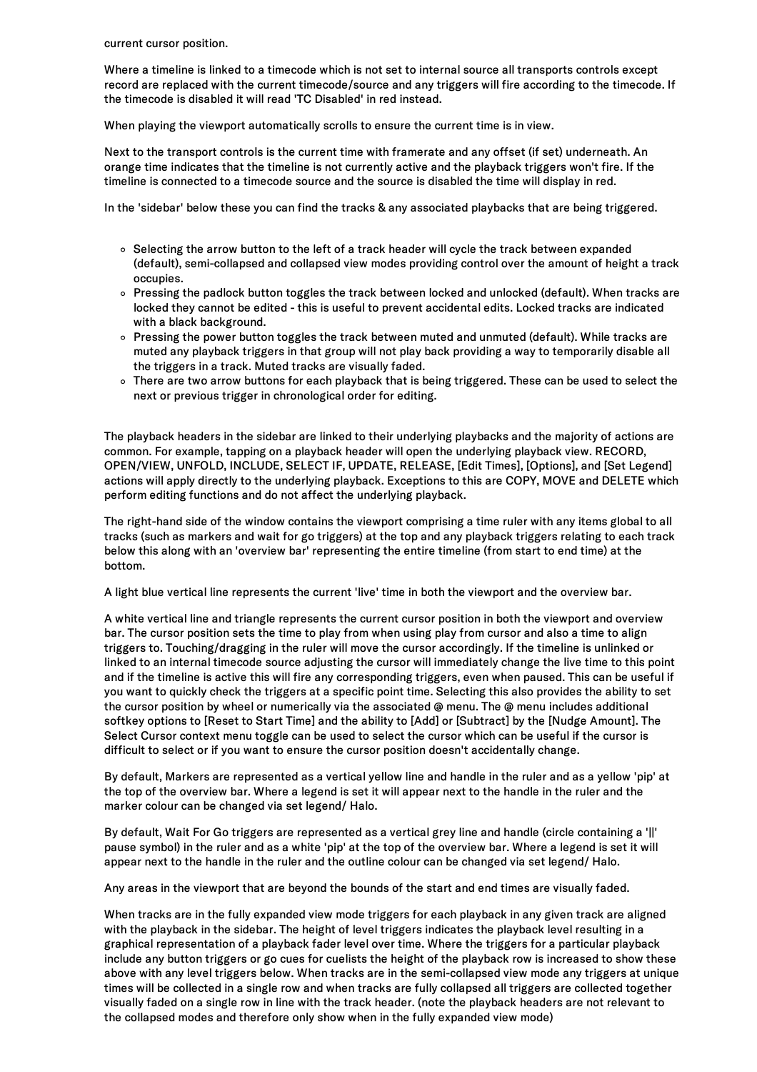current cursor position.

Where a timeline is linked to a timecode which is not set to internal source all transports controls except record are replaced with the current timecode/source and any triggers will fire according to the timecode. If the timecode is disabled it will read 'TC Disabled' in red instead.

When playing the viewport automatically scrolls to ensure the current time is in view.

Next to the transport controls is the current time with framerate and any offset (if set) underneath. An orange time indicates that the timeline is not currently active and the playback triggers won't fire. If the timeline is connected to a timecode source and the source is disabled the time will display in red.

In the 'sidebar' below these you can find the tracks & any associated playbacks that are being triggered.

- Selecting the arrow button to the left of a track header will cycle the track between expanded (default), semi-collapsed and collapsed view modes providing control over the amount of height a track occupies.
- Pressing the padlock button toggles the track between locked and unlocked (default). When tracks are locked they cannot be edited - this is useful to prevent accidental edits. Locked tracks are indicated with a black background.
- Pressing the power button toggles the track between muted and unmuted (default). While tracks are muted any playback triggers in that group will not play back providing a way to temporarily disable all the triggers in a track. Muted tracks are visually faded.
- There are two arrow buttons for each playback that is being triggered. These can be used to select the next or previous trigger in chronological order for editing.

The playback headers in the sidebar are linked to their underlying playbacks and the majority of actions are common. For example, tapping on a playback header will open the underlying playback view. RECORD, OPEN/VIEW, UNFOLD, INCLUDE, SELECT IF, UPDATE, RELEASE, [Edit Times], [Options], and [Set Legend] actions will apply directly to the underlying playback. Exceptions to this are COPY, MOVE and DELETE which perform editing functions and do not affect the underlying playback.

The right-hand side of the window contains the viewport comprising a time ruler with any items global to all tracks (such as markers and wait for go triggers) at the top and any playback triggers relating to each track below this along with an 'overview bar' representing the entire timeline (from start to end time) at the bottom.

A light blue vertical line represents the current 'live' time in both the viewport and the overview bar.

A white vertical line and triangle represents the current cursor position in both the viewport and overview bar. The cursor position sets the time to play from when using play from cursor and also a time to align triggers to. Touching/dragging in the ruler will move the cursor accordingly. If the timeline is unlinked or linked to an internal timecode source adjusting the cursor will immediately change the live time to this point and if the timeline is active this will fire any corresponding triggers, even when paused. This can be useful if you want to quickly check the triggers at a specific point time. Selecting this also provides the ability to set the cursor position by wheel or numerically via the associated @ menu. The @ menu includes additional softkey options to [Reset to Start Time] and the ability to [Add] or [Subtract] by the [Nudge Amount]. The Select Cursor context menu toggle can be used to select the cursor which can be useful if the cursor is difficult to select or if you want to ensure the cursor position doesn't accidentally change.

By default, Markers are represented as a vertical yellow line and handle in the ruler and as a yellow 'pip' at the top of the overview bar. Where a legend is set it will appear next to the handle in the ruler and the marker colour can be changed via set legend/ Halo.

By default, Wait For Go triggers are represented as a vertical grey line and handle (circle containing a '||' pause symbol) in the ruler and as a white 'pip' at the top of the overview bar. Where a legend is set it will appear next to the handle in the ruler and the outline colour can be changed via set legend/ Halo.

Any areas in the viewport that are beyond the bounds of the start and end times are visually faded.

When tracks are in the fully expanded view mode triggers for each playback in any given track are aligned with the playback in the sidebar. The height of level triggers indicates the playback level resulting in a graphical representation of a playback fader level over time. Where the triggers for a particular playback include any button triggers or go cues for cuelists the height of the playback row is increased to show these above with any level triggers below. When tracks are in the semi-collapsed view mode any triggers at unique times will be collected in a single row and when tracks are fully collapsed all triggers are collected together visually faded on a single row in line with the track header. (note the playback headers are not relevant to the collapsed modes and therefore only show when in the fully expanded view mode)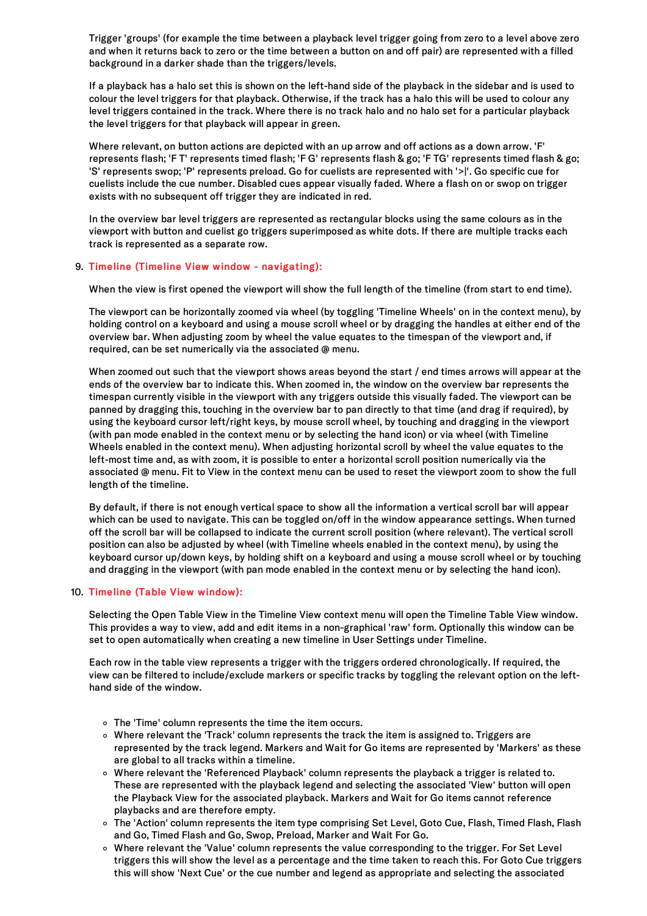Trigger 'groups' (for example the time between a playback level trigger going from zero to a level above zero and when it returns back to zero or the time between a button on and off pair) are represented with a filled background in a darker shade than the triggers/levels.

If a playback has a halo set this is shown on the left-hand side of the playback in the sidebar and is used to colour the level triggers for that playback. Otherwise, if the track has a halo this will be used to colour any level triggers contained in the track. Where there is no track halo and no halo set for a particular playback the level triggers for that playback will appear in green.

Where relevant, on button actions are depicted with an up arrow and off actions as a down arrow. 'F' represents flash; 'F T' represents timed flash; 'F G' represents flash & go; 'F TG' represents timed flash & go; 'S' represents swop; 'P' represents preload. Go for cuelists are represented with '>|'. Go specific cue for cuelists include the cue number. Disabled cues appear visually faded. Where a flash on or swop on trigger exists with no subsequent off trigger they are indicated in red.

In the overview bar level triggers are represented as rectangular blocks using the same colours as in the viewport with button and cuelist go triggers superimposed as white dots. If there are multiple tracks each track is represented as a separate row.

9. **Timeline (Timeline View window - navigating):**

   When the view is first opened the viewport will show the full length of the timeline (from start to end time).

   The viewport can be horizontally zoomed via wheel (by toggling 'Timeline Wheels' on in the context menu), by holding control on a keyboard and using a mouse scroll wheel or by dragging the handles at either end of the overview bar. When adjusting zoom by wheel the value equates to the timespan of the viewport and, if required, can be set numerically via the associated @ menu.

   When zoomed out such that the viewport shows areas beyond the start / end times arrows will appear at the ends of the overview bar to indicate this. When zoomed in, the window on the overview bar represents the timespan currently visible in the viewport with any triggers outside this visually faded. The viewport can be panned by dragging this, touching in the overview bar to pan directly to that time (and drag if required), by using the keyboard cursor left/right keys, by mouse scroll wheel, by touching and dragging in the viewport (with pan mode enabled in the context menu or by selecting the hand icon) or via wheel (with Timeline Wheels enabled in the context menu). When adjusting horizontal scroll by wheel the value equates to the left-most time and, as with zoom, it is possible to enter a horizontal scroll position numerically via the associated @ menu. Fit to View in the context menu can be used to reset the viewport zoom to show the full length of the timeline.

   By default, if there is not enough vertical space to show all the information a vertical scroll bar will appear which can be used to navigate. This can be toggled on/off in the window appearance settings. When turned off the scroll bar will be collapsed to indicate the current scroll position (where relevant). The vertical scroll position can also be adjusted by wheel (with Timeline wheels enabled in the context menu), by using the keyboard cursor up/down keys, by holding shift on a keyboard and using a mouse scroll wheel or by touching and dragging in the viewport (with pan mode enabled in the context menu or by selecting the hand icon).

10. **Timeline (Table View window):**

    Selecting the Open Table View in the Timeline View context menu will open the Timeline Table View window. This provides a way to view, add and edit items in a non-graphical 'raw' form. Optionally this window can be set to open automatically when creating a new timeline in User Settings under Timeline.

    Each row in the table view represents a trigger with the triggers ordered chronologically. If required, the view can be filtered to include/exclude markers or specific tracks by toggling the relevant option on the left-hand side of the window.

    - The 'Time' column represents the time the item occurs.
    - Where relevant the 'Track' column represents the track the item is assigned to. Triggers are represented by the track legend. Markers and Wait for Go items are represented by 'Markers' as these are global to all tracks within a timeline.
    - Where relevant the 'Referenced Playback' column represents the playback a trigger is related to. These are represented with the playback legend and selecting the associated 'View' button will open the Playback View for the associated playback. Markers and Wait for Go items cannot reference playbacks and are therefore empty.
    - The 'Action' column represents the item type comprising Set Level, Goto Cue, Flash, Timed Flash, Flash and Go, Timed Flash and Go, Swop, Preload, Marker and Wait For Go.
    - Where relevant the 'Value' column represents the value corresponding to the trigger. For Set Level triggers this will show the level as a percentage and the time taken to reach this. For Goto Cue triggers this will show 'Next Cue' or the cue number and legend as appropriate and selecting the associated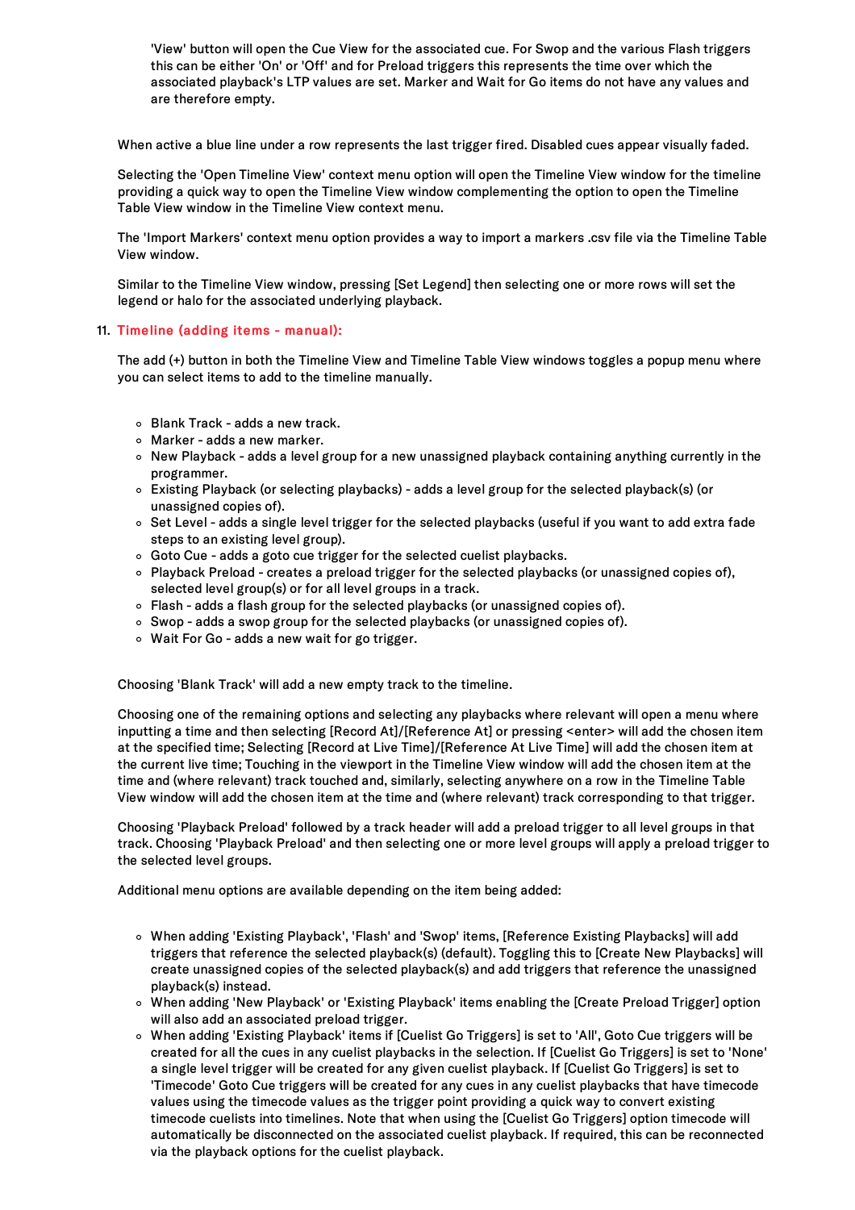'View' button will open the Cue View for the associated cue. For Swop and the various Flash triggers this can be either 'On' or 'Off' and for Preload triggers this represents the time over which the associated playback's LTP values are set. Marker and Wait for Go items do not have any values and are therefore empty.

When active a blue line under a row represents the last trigger fired. Disabled cues appear visually faded.

Selecting the 'Open Timeline View' context menu option will open the Timeline View window for the timeline providing a quick way to open the Timeline View window complementing the option to open the Timeline Table View window in the Timeline View context menu.

The 'Import Markers' context menu option provides a way to import a markers .csv file via the Timeline Table View window.

Similar to the Timeline View window, pressing [Set Legend] then selecting one or more rows will set the legend or halo for the associated underlying playback.

11. **Timeline (adding items - manual):**

The add (+) button in both the Timeline View and Timeline Table View windows toggles a popup menu where you can select items to add to the timeline manually.

- Blank Track - adds a new track.
- Marker - adds a new marker.
- New Playback - adds a level group for a new unassigned playback containing anything currently in the programmer.
- Existing Playback (or selecting playbacks) - adds a level group for the selected playback(s) (or unassigned copies of).
- Set Level - adds a single level trigger for the selected playbacks (useful if you want to add extra fade steps to an existing level group).
- Goto Cue - adds a goto cue trigger for the selected cuelist playbacks.
- Playback Preload - creates a preload trigger for the selected playbacks (or unassigned copies of), selected level group(s) or for all level groups in a track.
- Flash - adds a flash group for the selected playbacks (or unassigned copies of).
- Swop - adds a swop group for the selected playbacks (or unassigned copies of).
- Wait For Go - adds a new wait for go trigger.

Choosing 'Blank Track' will add a new empty track to the timeline.

Choosing one of the remaining options and selecting any playbacks where relevant will open a menu where inputting a time and then selecting [Record At]/[Reference At] or pressing <enter> will add the chosen item at the specified time; Selecting [Record at Live Time]/[Reference At Live Time] will add the chosen item at the current live time; Touching in the viewport in the Timeline View window will add the chosen item at the time and (where relevant) track touched and, similarly, selecting anywhere on a row in the Timeline Table View window will add the chosen item at the time and (where relevant) track corresponding to that trigger.

Choosing 'Playback Preload' followed by a track header will add a preload trigger to all level groups in that track. Choosing 'Playback Preload' and then selecting one or more level groups will apply a preload trigger to the selected level groups.

Additional menu options are available depending on the item being added:

- When adding 'Existing Playback', 'Flash' and 'Swop' items, [Reference Existing Playbacks] will add triggers that reference the selected playback(s) (default). Toggling this to [Create New Playbacks] will create unassigned copies of the selected playback(s) and add triggers that reference the unassigned playback(s) instead.
- When adding 'New Playback' or 'Existing Playback' items enabling the [Create Preload Trigger] option will also add an associated preload trigger.
- When adding 'Existing Playback' items if [Cuelist Go Triggers] is set to 'All', Goto Cue triggers will be created for all the cues in any cuelist playbacks in the selection. If [Cuelist Go Triggers] is set to 'None' a single level trigger will be created for any given cuelist playback. If [Cuelist Go Triggers] is set to 'Timecode' Goto Cue triggers will be created for any cues in any cuelist playbacks that have timecode values using the timecode values as the trigger point providing a quick way to convert existing timecode cuelists into timelines. Note that when using the [Cuelist Go Triggers] option timecode will automatically be disconnected on the associated cuelist playback. If required, this can be reconnected via the playback options for the cuelist playback.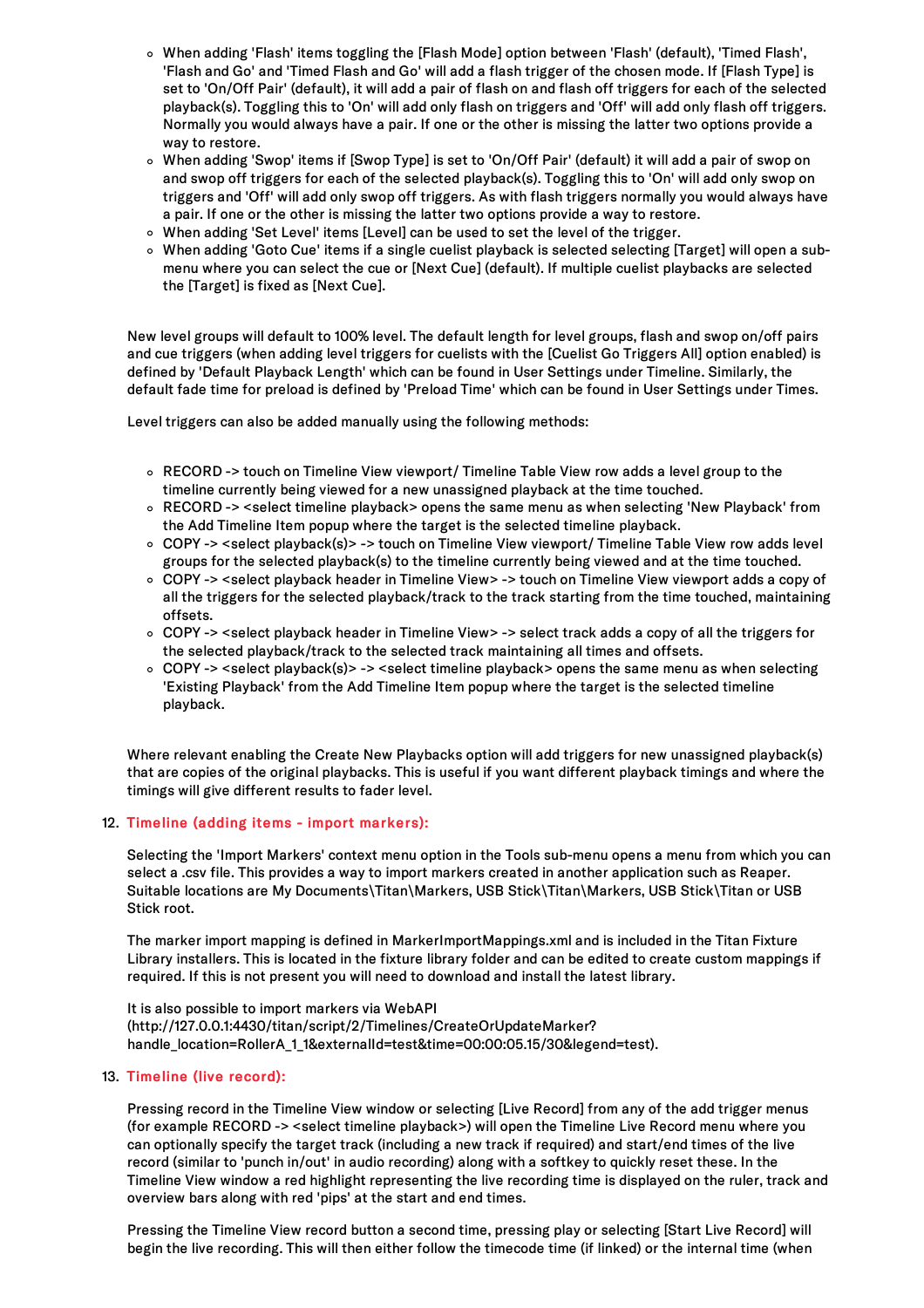- When adding 'Flash' items toggling the [Flash Mode] option between 'Flash' (default), 'Timed Flash', 'Flash and Go' and 'Timed Flash and Go' will add a flash trigger of the chosen mode. If [Flash Type] is set to 'On/Off Pair' (default), it will add a pair of flash on and flash off triggers for each of the selected playback(s). Toggling this to 'On' will add only flash on triggers and 'Off' will add only flash off triggers. Normally you would always have a pair. If one or the other is missing the latter two options provide a way to restore.
- When adding 'Swop' items if [Swop Type] is set to 'On/Off Pair' (default) it will add a pair of swop on and swop off triggers for each of the selected playback(s). Toggling this to 'On' will add only swop on triggers and 'Off' will add only swop off triggers. As with flash triggers normally you would always have a pair. If one or the other is missing the latter two options provide a way to restore.
- When adding 'Set Level' items [Level] can be used to set the level of the trigger.
- When adding 'Goto Cue' items if a single cuelist playback is selected selecting [Target] will open a sub-menu where you can select the cue or [Next Cue] (default). If multiple cuelist playbacks are selected the [Target] is fixed as [Next Cue].

New level groups will default to 100% level. The default length for level groups, flash and swop on/off pairs and cue triggers (when adding level triggers for cuelists with the [Cuelist Go Triggers All] option enabled) is defined by 'Default Playback Length' which can be found in User Settings under Timeline. Similarly, the default fade time for preload is defined by 'Preload Time' which can be found in User Settings under Times.

Level triggers can also be added manually using the following methods:

- RECORD -> touch on Timeline View viewport/ Timeline Table View row adds a level group to the timeline currently being viewed for a new unassigned playback at the time touched.
- RECORD -> <select timeline playback> opens the same menu as when selecting 'New Playback' from the Add Timeline Item popup where the target is the selected timeline playback.
- COPY -> <select playback(s)> -> touch on Timeline View viewport/ Timeline Table View row adds level groups for the selected playback(s) to the timeline currently being viewed and at the time touched.
- COPY -> <select playback header in Timeline View> -> touch on Timeline View viewport adds a copy of all the triggers for the selected playback/track to the track starting from the time touched, maintaining offsets.
- COPY -> <select playback header in Timeline View> -> select track adds a copy of all the triggers for the selected playback/track to the selected track maintaining all times and offsets.
- COPY -> <select playback(s)> -> <select timeline playback> opens the same menu as when selecting 'Existing Playback' from the Add Timeline Item popup where the target is the selected timeline playback.

Where relevant enabling the Create New Playbacks option will add triggers for new unassigned playback(s) that are copies of the original playbacks. This is useful if you want different playback timings and where the timings will give different results to fader level.

12. **Timeline (adding items - import markers):**

Selecting the 'Import Markers' context menu option in the Tools sub-menu opens a menu from which you can select a .csv file. This provides a way to import markers created in another application such as Reaper. Suitable locations are My Documents\Titan\Markers, USB Stick\Titan\Markers, USB Stick\Titan or USB Stick root.

The marker import mapping is defined in MarkerImportMappings.xml and is included in the Titan Fixture Library installers. This is located in the fixture library folder and can be edited to create custom mappings if required. If this is not present you will need to download and install the latest library.

It is also possible to import markers via WebAPI (http://127.0.0.1:4430/titan/script/2/Timelines/CreateOrUpdateMarker?handle_location=RollerA_1_1&externalId=test&time=00:00:05.15/30&legend=test).

13. **Timeline (live record):**

Pressing record in the Timeline View window or selecting [Live Record] from any of the add trigger menus (for example RECORD -> <select timeline playback>) will open the Timeline Live Record menu where you can optionally specify the target track (including a new track if required) and start/end times of the live record (similar to 'punch in/out' in audio recording) along with a softkey to quickly reset these. In the Timeline View window a red highlight representing the live recording time is displayed on the ruler, track and overview bars along with red 'pips' at the start and end times.

Pressing the Timeline View record button a second time, pressing play or selecting [Start Live Record] will begin the live recording. This will then either follow the timecode time (if linked) or the internal time (when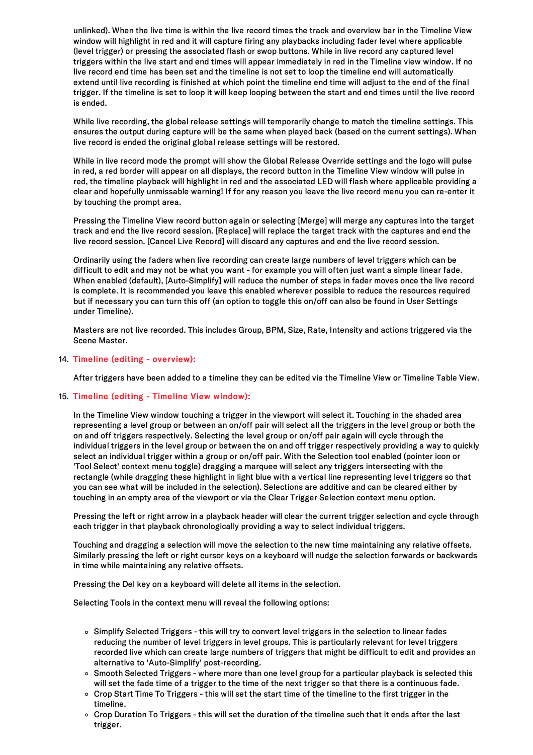unlinked). When the live time is within the live record times the track and overview bar in the Timeline View window will highlight in red and it will capture firing any playbacks including fader level where applicable (level trigger) or pressing the associated flash or swop buttons. While in live record any captured level triggers within the live start and end times will appear immediately in red in the Timeline view window. If no live record end time has been set and the timeline is not set to loop the timeline end will automatically extend until live recording is finished at which point the timeline end time will adjust to the end of the final trigger. If the timeline is set to loop it will keep looping between the start and end times until the live record is ended.

While live recording, the global release settings will temporarily change to match the timeline settings. This ensures the output during capture will be the same when played back (based on the current settings). When live record is ended the original global release settings will be restored.

While in live record mode the prompt will show the Global Release Override settings and the logo will pulse in red, a red border will appear on all displays, the record button in the Timeline View window will pulse in red, the timeline playback will highlight in red and the associated LED will flash where applicable providing a clear and hopefully unmissable warning! If for any reason you leave the live record menu you can re-enter it by touching the prompt area.

Pressing the Timeline View record button again or selecting [Merge] will merge any captures into the target track and end the live record session. [Replace] will replace the target track with the captures and end the live record session. [Cancel Live Record] will discard any captures and end the live record session.

Ordinarily using the faders when live recording can create large numbers of level triggers which can be difficult to edit and may not be what you want - for example you will often just want a simple linear fade. When enabled (default), [Auto-Simplify] will reduce the number of steps in fader moves once the live record is complete. It is recommended you leave this enabled wherever possible to reduce the resources required but if necessary you can turn this off (an option to toggle this on/off can also be found in User Settings under Timeline).

Masters are not live recorded. This includes Group, BPM, Size, Rate, Intensity and actions triggered via the Scene Master.

14. **Timeline (editing - overview):**

    After triggers have been added to a timeline they can be edited via the Timeline View or Timeline Table View.

15. **Timeline (editing - Timeline View window):**

    In the Timeline View window touching a trigger in the viewport will select it. Touching in the shaded area representing a level group or between an on/off pair will select all the triggers in the level group or both the on and off triggers respectively. Selecting the level group or on/off pair again will cycle through the individual triggers in the level group or between the on and off trigger respectively providing a way to quickly select an individual trigger within a group or on/off pair. With the Selection tool enabled (pointer icon or 'Tool Select' context menu toggle) dragging a marquee will select any triggers intersecting with the rectangle (while dragging these highlight in light blue with a vertical line representing level triggers so that you can see what will be included in the selection). Selections are additive and can be cleared either by touching in an empty area of the viewport or via the Clear Trigger Selection context menu option.

    Pressing the left or right arrow in a playback header will clear the current trigger selection and cycle through each trigger in that playback chronologically providing a way to select individual triggers.

    Touching and dragging a selection will move the selection to the new time maintaining any relative offsets. Similarly pressing the left or right cursor keys on a keyboard will nudge the selection forwards or backwards in time while maintaining any relative offsets.

    Pressing the Del key on a keyboard will delete all items in the selection.

    Selecting Tools in the context menu will reveal the following options:

    - Simplify Selected Triggers - this will try to convert level triggers in the selection to linear fades reducing the number of level triggers in level groups. This is particularly relevant for level triggers recorded live which can create large numbers of triggers that might be difficult to edit and provides an alternative to 'Auto-Simplify' post-recording.
    - Smooth Selected Triggers - where more than one level group for a particular playback is selected this will set the fade time of a trigger to the time of the next trigger so that there is a continuous fade.
    - Crop Start Time To Triggers - this will set the start time of the timeline to the first trigger in the timeline.
    - Crop Duration To Triggers - this will set the duration of the timeline such that it ends after the last trigger.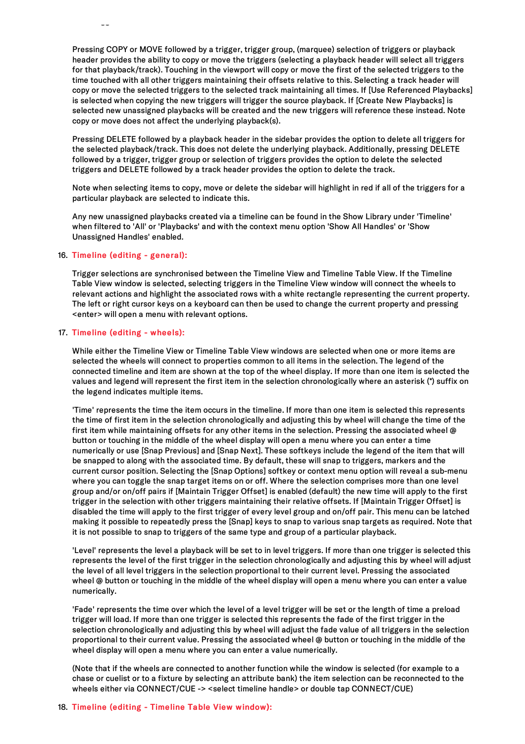Pressing COPY or MOVE followed by a trigger, trigger group, (marquee) selection of triggers or playback header provides the ability to copy or move the triggers (selecting a playback header will select all triggers for that playback/track). Touching in the viewport will copy or move the first of the selected triggers to the time touched with all other triggers maintaining their offsets relative to this. Selecting a track header will copy or move the selected triggers to the selected track maintaining all times. If [Use Referenced Playbacks] is selected when copying the new triggers will trigger the source playback. If [Create New Playbacks] is selected new unassigned playbacks will be created and the new triggers will reference these instead. Note copy or move does not affect the underlying playback(s).

Pressing DELETE followed by a playback header in the sidebar provides the option to delete all triggers for the selected playback/track. This does not delete the underlying playback. Additionally, pressing DELETE followed by a trigger, trigger group or selection of triggers provides the option to delete the selected triggers and DELETE followed by a track header provides the option to delete the track.

Note when selecting items to copy, move or delete the sidebar will highlight in red if all of the triggers for a particular playback are selected to indicate this.

Any new unassigned playbacks created via a timeline can be found in the Show Library under 'Timeline' when filtered to 'All' or 'Playbacks' and with the context menu option 'Show All Handles' or 'Show Unassigned Handles' enabled.

16. **Timeline (editing - general):**

Trigger selections are synchronised between the Timeline View and Timeline Table View. If the Timeline Table View window is selected, selecting triggers in the Timeline View window will connect the wheels to relevant actions and highlight the associated rows with a white rectangle representing the current property. The left or right cursor keys on a keyboard can then be used to change the current property and pressing <enter> will open a menu with relevant options.

17. **Timeline (editing - wheels):**

While either the Timeline View or Timeline Table View windows are selected when one or more items are selected the wheels will connect to properties common to all items in the selection. The legend of the connected timeline and item are shown at the top of the wheel display. If more than one item is selected the values and legend will represent the first item in the selection chronologically where an asterisk (*) suffix on the legend indicates multiple items.

'Time' represents the time the item occurs in the timeline. If more than one item is selected this represents the time of first item in the selection chronologically and adjusting this by wheel will change the time of the first item while maintaining offsets for any other items in the selection. Pressing the associated wheel @ button or touching in the middle of the wheel display will open a menu where you can enter a time numerically or use [Snap Previous] and [Snap Next]. These softkeys include the legend of the item that will be snapped to along with the associated time. By default, these will snap to triggers, markers and the current cursor position. Selecting the [Snap Options] softkey or context menu option will reveal a sub-menu where you can toggle the snap target items on or off. Where the selection comprises more than one level group and/or on/off pairs if [Maintain Trigger Offset] is enabled (default) the new time will apply to the first trigger in the selection with other triggers maintaining their relative offsets. If [Maintain Trigger Offset] is disabled the time will apply to the first trigger of every level group and on/off pair. This menu can be latched making it possible to repeatedly press the [Snap] keys to snap to various snap targets as required. Note that it is not possible to snap to triggers of the same type and group of a particular playback.

'Level' represents the level a playback will be set to in level triggers. If more than one trigger is selected this represents the level of the first trigger in the selection chronologically and adjusting this by wheel will adjust the level of all level triggers in the selection proportional to their current level. Pressing the associated wheel @ button or touching in the middle of the wheel display will open a menu where you can enter a value numerically.

'Fade' represents the time over which the level of a level trigger will be set or the length of time a preload trigger will load. If more than one trigger is selected this represents the fade of the first trigger in the selection chronologically and adjusting this by wheel will adjust the fade value of all triggers in the selection proportional to their current value. Pressing the associated wheel @ button or touching in the middle of the wheel display will open a menu where you can enter a value numerically.

(Note that if the wheels are connected to another function while the window is selected (for example to a chase or cuelist or to a fixture by selecting an attribute bank) the item selection can be reconnected to the wheels either via CONNECT/CUE -> <select timeline handle> or double tap CONNECT/CUE)

18. **Timeline (editing - Timeline Table View window):**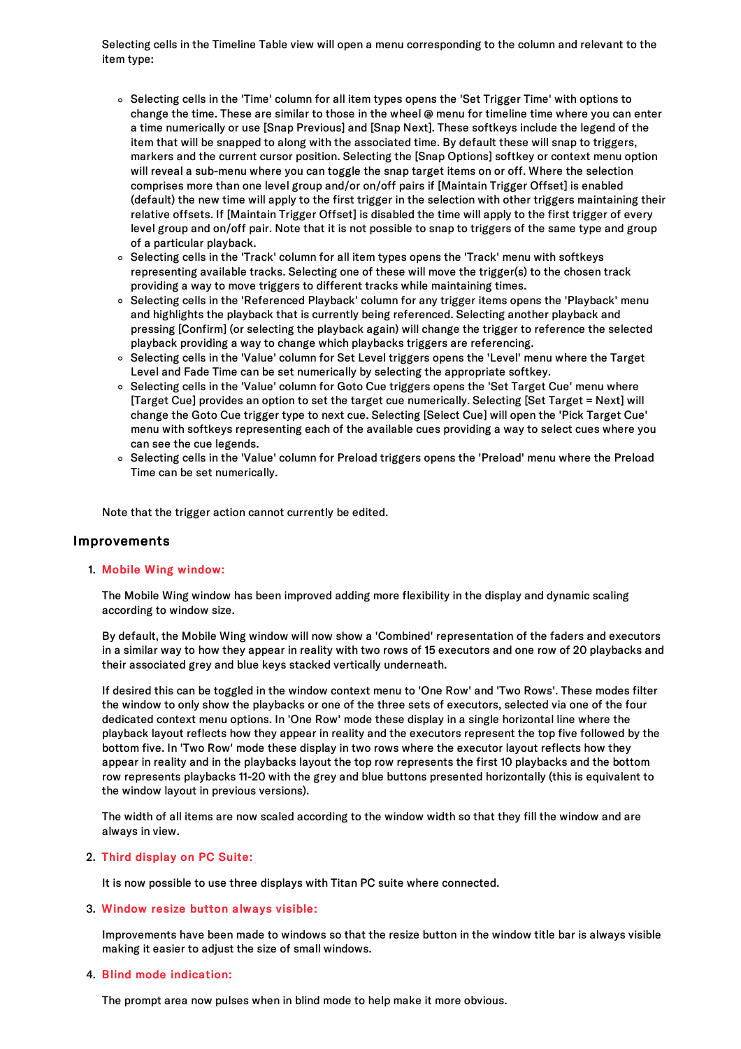Selecting cells in the Timeline Table view will open a menu corresponding to the column and relevant to the item type:

- Selecting cells in the 'Time' column for all item types opens the 'Set Trigger Time' with options to change the time. These are similar to those in the wheel @ menu for timeline time where you can enter a time numerically or use [Snap Previous] and [Snap Next]. These softkeys include the legend of the item that will be snapped to along with the associated time. By default these will snap to triggers, markers and the current cursor position. Selecting the [Snap Options] softkey or context menu option will reveal a sub-menu where you can toggle the snap target items on or off. Where the selection comprises more than one level group and/or on/off pairs if [Maintain Trigger Offset] is enabled (default) the new time will apply to the first trigger in the selection with other triggers maintaining their relative offsets. If [Maintain Trigger Offset] is disabled the time will apply to the first trigger of every level group and on/off pair. Note that it is not possible to snap to triggers of the same type and group of a particular playback.
- Selecting cells in the 'Track' column for all item types opens the 'Track' menu with softkeys representing available tracks. Selecting one of these will move the trigger(s) to the chosen track providing a way to move triggers to different tracks while maintaining times.
- Selecting cells in the 'Referenced Playback' column for any trigger items opens the 'Playback' menu and highlights the playback that is currently being referenced. Selecting another playback and pressing [Confirm] (or selecting the playback again) will change the trigger to reference the selected playback providing a way to change which playbacks triggers are referencing.
- Selecting cells in the 'Value' column for Set Level triggers opens the 'Level' menu where the Target Level and Fade Time can be set numerically by selecting the appropriate softkey.
- Selecting cells in the 'Value' column for Goto Cue triggers opens the 'Set Target Cue' menu where [Target Cue] provides an option to set the target cue numerically. Selecting [Set Target = Next] will change the Goto Cue trigger type to next cue. Selecting [Select Cue] will open the 'Pick Target Cue' menu with softkeys representing each of the available cues providing a way to select cues where you can see the cue legends.
- Selecting cells in the 'Value' column for Preload triggers opens the 'Preload' menu where the Preload Time can be set numerically.

Note that the trigger action cannot currently be edited.

## Improvements

1. **Mobile Wing window:**

   The Mobile Wing window has been improved adding more flexibility in the display and dynamic scaling according to window size.

   By default, the Mobile Wing window will now show a 'Combined' representation of the faders and executors in a similar way to how they appear in reality with two rows of 15 executors and one row of 20 playbacks and their associated grey and blue keys stacked vertically underneath.

   If desired this can be toggled in the window context menu to 'One Row' and 'Two Rows'. These modes filter the window to only show the playbacks or one of the three sets of executors, selected via one of the four dedicated context menu options. In 'One Row' mode these display in a single horizontal line where the playback layout reflects how they appear in reality and the executors represent the top five followed by the bottom five. In 'Two Row' mode these display in two rows where the executor layout reflects how they appear in reality and in the playbacks layout the top row represents the first 10 playbacks and the bottom row represents playbacks 11-20 with the grey and blue buttons presented horizontally (this is equivalent to the window layout in previous versions).

   The width of all items are now scaled according to the window width so that they fill the window and are always in view.

2. **Third display on PC Suite:**

   It is now possible to use three displays with Titan PC suite where connected.

3. **Window resize button always visible:**

   Improvements have been made to windows so that the resize button in the window title bar is always visible making it easier to adjust the size of small windows.

4. **Blind mode indication:**

   The prompt area now pulses when in blind mode to help make it more obvious.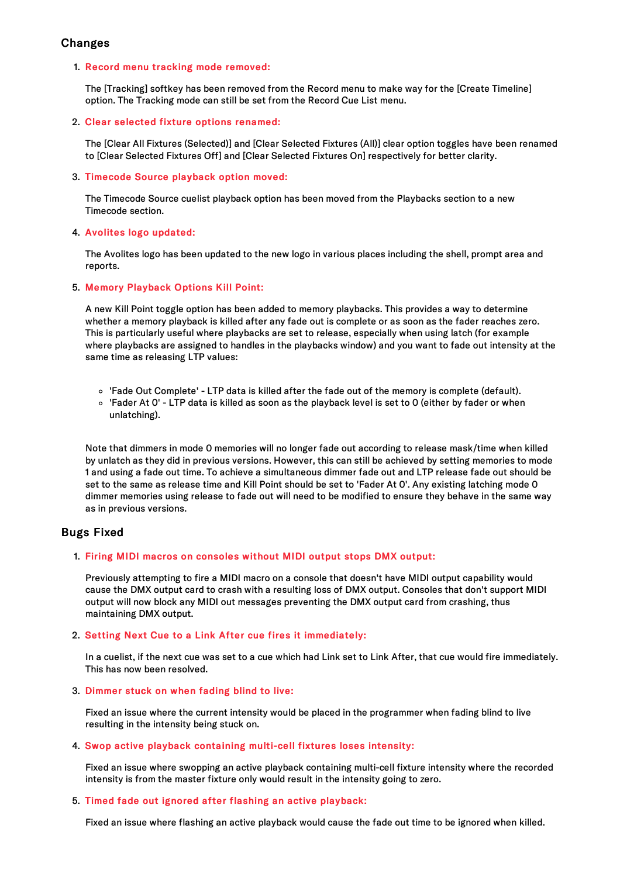## Changes

1. **Record menu tracking mode removed:**

   The [Tracking] softkey has been removed from the Record menu to make way for the [Create Timeline] option. The Tracking mode can still be set from the Record Cue List menu.

2. **Clear selected fixture options renamed:**

   The [Clear All Fixtures (Selected)] and [Clear Selected Fixtures (All)] clear option toggles have been renamed to [Clear Selected Fixtures Off] and [Clear Selected Fixtures On] respectively for better clarity.

3. **Timecode Source playback option moved:**

   The Timecode Source cuelist playback option has been moved from the Playbacks section to a new Timecode section.

4. **Avolites logo updated:**

   The Avolites logo has been updated to the new logo in various places including the shell, prompt area and reports.

5. **Memory Playback Options Kill Point:**

   A new Kill Point toggle option has been added to memory playbacks. This provides a way to determine whether a memory playback is killed after any fade out is complete or as soon as the fader reaches zero. This is particularly useful where playbacks are set to release, especially when using latch (for example where playbacks are assigned to handles in the playbacks window) and you want to fade out intensity at the same time as releasing LTP values:

   - 'Fade Out Complete' - LTP data is killed after the fade out of the memory is complete (default).
   - 'Fader At 0' - LTP data is killed as soon as the playback level is set to 0 (either by fader or when unlatching).

   Note that dimmers in mode 0 memories will no longer fade out according to release mask/time when killed by unlatch as they did in previous versions. However, this can still be achieved by setting memories to mode 1 and using a fade out time. To achieve a simultaneous dimmer fade out and LTP release fade out should be set to the same as release time and Kill Point should be set to 'Fader At 0'. Any existing latching mode 0 dimmer memories using release to fade out will need to be modified to ensure they behave in the same way as in previous versions.

## Bugs Fixed

1. **Firing MIDI macros on consoles without MIDI output stops DMX output:**

   Previously attempting to fire a MIDI macro on a console that doesn't have MIDI output capability would cause the DMX output card to crash with a resulting loss of DMX output. Consoles that don't support MIDI output will now block any MIDI out messages preventing the DMX output card from crashing, thus maintaining DMX output.

2. **Setting Next Cue to a Link After cue fires it immediately:**

   In a cuelist, if the next cue was set to a cue which had Link set to Link After, that cue would fire immediately. This has now been resolved.

3. **Dimmer stuck on when fading blind to live:**

   Fixed an issue where the current intensity would be placed in the programmer when fading blind to live resulting in the intensity being stuck on.

4. **Swop active playback containing multi-cell fixtures loses intensity:**

   Fixed an issue where swopping an active playback containing multi-cell fixture intensity where the recorded intensity is from the master fixture only would result in the intensity going to zero.

5. **Timed fade out ignored after flashing an active playback:**

   Fixed an issue where flashing an active playback would cause the fade out time to be ignored when killed.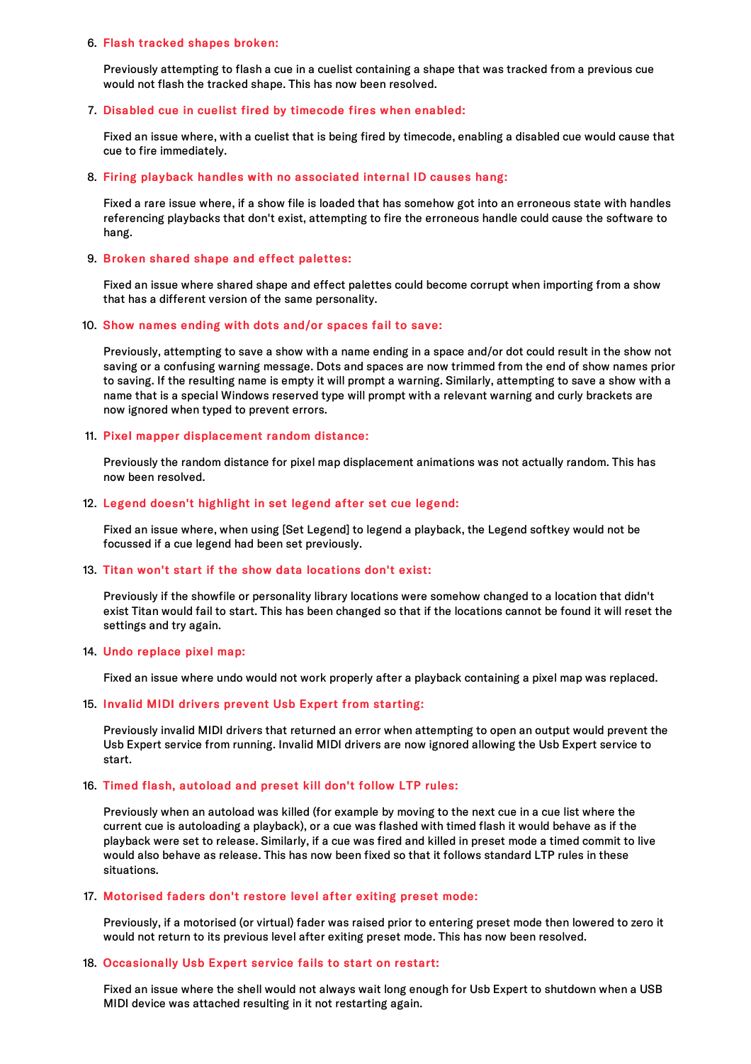6. **Flash tracked shapes broken:**

   Previously attempting to flash a cue in a cuelist containing a shape that was tracked from a previous cue would not flash the tracked shape. This has now been resolved.

7. **Disabled cue in cuelist fired by timecode fires when enabled:**

   Fixed an issue where, with a cuelist that is being fired by timecode, enabling a disabled cue would cause that cue to fire immediately.

8. **Firing playback handles with no associated internal ID causes hang:**

   Fixed a rare issue where, if a show file is loaded that has somehow got into an erroneous state with handles referencing playbacks that don't exist, attempting to fire the erroneous handle could cause the software to hang.

9. **Broken shared shape and effect palettes:**

   Fixed an issue where shared shape and effect palettes could become corrupt when importing from a show that has a different version of the same personality.

10. **Show names ending with dots and/or spaces fail to save:**

    Previously, attempting to save a show with a name ending in a space and/or dot could result in the show not saving or a confusing warning message. Dots and spaces are now trimmed from the end of show names prior to saving. If the resulting name is empty it will prompt a warning. Similarly, attempting to save a show with a name that is a special Windows reserved type will prompt with a relevant warning and curly brackets are now ignored when typed to prevent errors.

11. **Pixel mapper displacement random distance:**

    Previously the random distance for pixel map displacement animations was not actually random. This has now been resolved.

12. **Legend doesn't highlight in set legend after set cue legend:**

    Fixed an issue where, when using [Set Legend] to legend a playback, the Legend softkey would not be focussed if a cue legend had been set previously.

13. **Titan won't start if the show data locations don't exist:**

    Previously if the showfile or personality library locations were somehow changed to a location that didn't exist Titan would fail to start. This has been changed so that if the locations cannot be found it will reset the settings and try again.

14. **Undo replace pixel map:**

    Fixed an issue where undo would not work properly after a playback containing a pixel map was replaced.

15. **Invalid MIDI drivers prevent Usb Expert from starting:**

    Previously invalid MIDI drivers that returned an error when attempting to open an output would prevent the Usb Expert service from running. Invalid MIDI drivers are now ignored allowing the Usb Expert service to start.

16. **Timed flash, autoload and preset kill don't follow LTP rules:**

    Previously when an autoload was killed (for example by moving to the next cue in a cue list where the current cue is autoloading a playback), or a cue was flashed with timed flash it would behave as if the playback were set to release. Similarly, if a cue was fired and killed in preset mode a timed commit to live would also behave as release. This has now been fixed so that it follows standard LTP rules in these situations.

17. **Motorised faders don't restore level after exiting preset mode:**

    Previously, if a motorised (or virtual) fader was raised prior to entering preset mode then lowered to zero it would not return to its previous level after exiting preset mode. This has now been resolved.

18. **Occasionally Usb Expert service fails to start on restart:**

    Fixed an issue where the shell would not always wait long enough for Usb Expert to shutdown when a USB MIDI device was attached resulting in it not restarting again.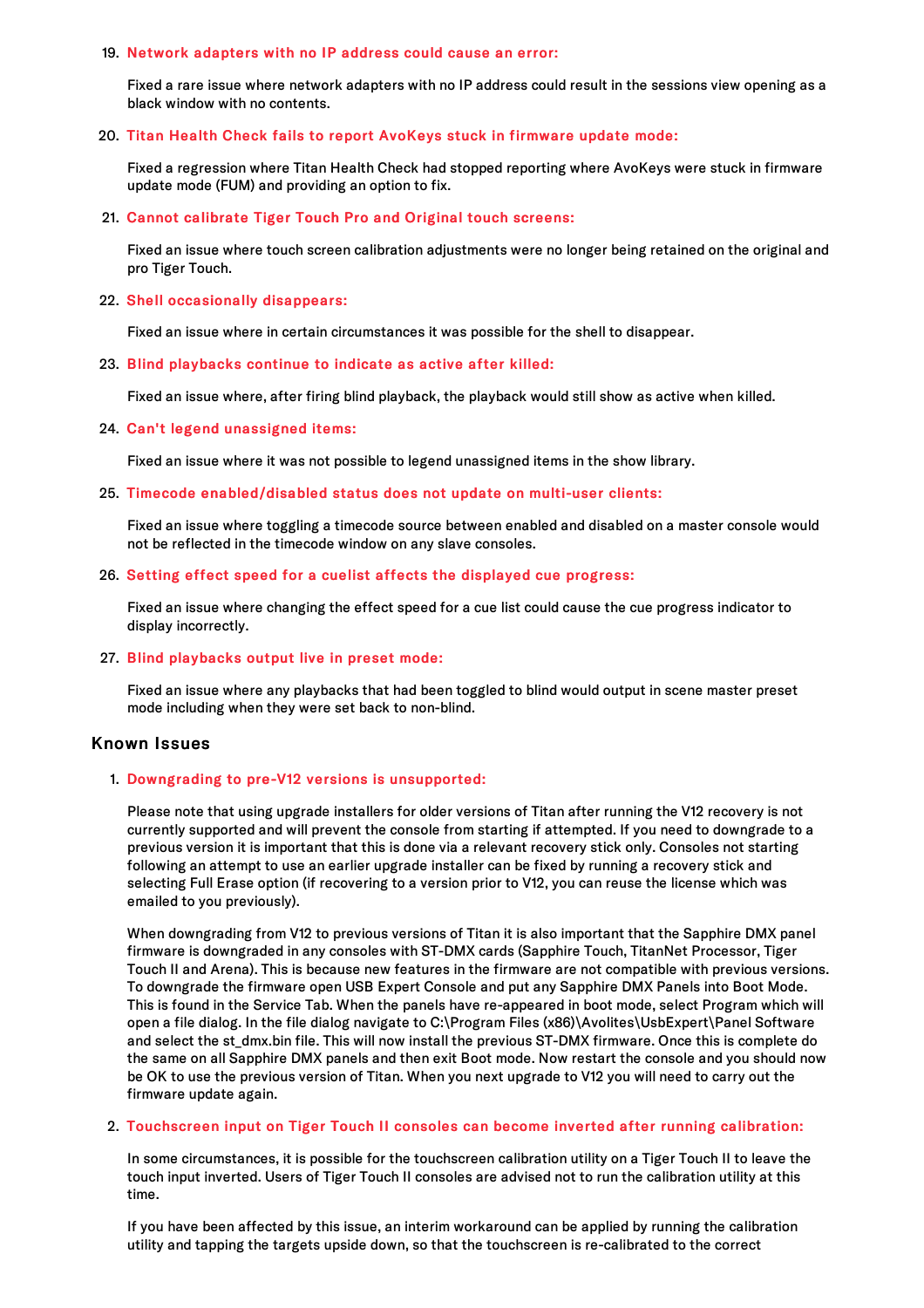19. **Network adapters with no IP address could cause an error:**

    Fixed a rare issue where network adapters with no IP address could result in the sessions view opening as a black window with no contents.

20. **Titan Health Check fails to report AvoKeys stuck in firmware update mode:**

    Fixed a regression where Titan Health Check had stopped reporting where AvoKeys were stuck in firmware update mode (FUM) and providing an option to fix.

21. **Cannot calibrate Tiger Touch Pro and Original touch screens:**

    Fixed an issue where touch screen calibration adjustments were no longer being retained on the original and pro Tiger Touch.

22. **Shell occasionally disappears:**

    Fixed an issue where in certain circumstances it was possible for the shell to disappear.

23. **Blind playbacks continue to indicate as active after killed:**

    Fixed an issue where, after firing blind playback, the playback would still show as active when killed.

24. **Can't legend unassigned items:**

    Fixed an issue where it was not possible to legend unassigned items in the show library.

25. **Timecode enabled/disabled status does not update on multi-user clients:**

    Fixed an issue where toggling a timecode source between enabled and disabled on a master console would not be reflected in the timecode window on any slave consoles.

26. **Setting effect speed for a cuelist affects the displayed cue progress:**

    Fixed an issue where changing the effect speed for a cue list could cause the cue progress indicator to display incorrectly.

27. **Blind playbacks output live in preset mode:**

    Fixed an issue where any playbacks that had been toggled to blind would output in scene master preset mode including when they were set back to non-blind.

## Known Issues

1. **Downgrading to pre-V12 versions is unsupported:**

   Please note that using upgrade installers for older versions of Titan after running the V12 recovery is not currently supported and will prevent the console from starting if attempted. If you need to downgrade to a previous version it is important that this is done via a relevant recovery stick only. Consoles not starting following an attempt to use an earlier upgrade installer can be fixed by running a recovery stick and selecting Full Erase option (if recovering to a version prior to V12, you can reuse the license which was emailed to you previously).

   When downgrading from V12 to previous versions of Titan it is also important that the Sapphire DMX panel firmware is downgraded in any consoles with ST-DMX cards (Sapphire Touch, TitanNet Processor, Tiger Touch II and Arena). This is because new features in the firmware are not compatible with previous versions. To downgrade the firmware open USB Expert Console and put any Sapphire DMX Panels into Boot Mode. This is found in the Service Tab. When the panels have re-appeared in boot mode, select Program which will open a file dialog. In the file dialog navigate to C:\Program Files (x86)\Avolites\UsbExpert\Panel Software and select the st_dmx.bin file. This will now install the previous ST-DMX firmware. Once this is complete do the same on all Sapphire DMX panels and then exit Boot mode. Now restart the console and you should now be OK to use the previous version of Titan. When you next upgrade to V12 you will need to carry out the firmware update again.

2. **Touchscreen input on Tiger Touch II consoles can become inverted after running calibration:**

   In some circumstances, it is possible for the touchscreen calibration utility on a Tiger Touch II to leave the touch input inverted. Users of Tiger Touch II consoles are advised not to run the calibration utility at this time.

   If you have been affected by this issue, an interim workaround can be applied by running the calibration utility and tapping the targets upside down, so that the touchscreen is re-calibrated to the correct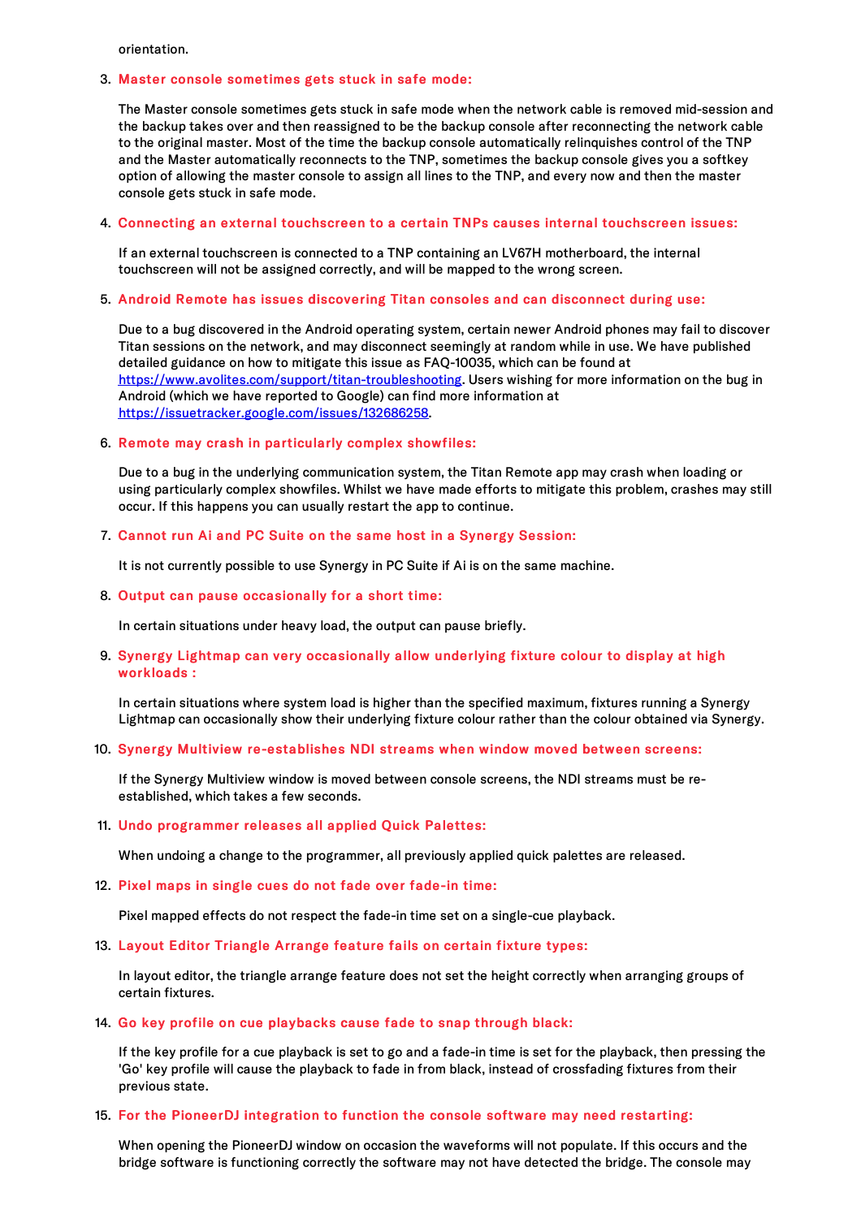orientation.

3. **Master console sometimes gets stuck in safe mode:**

   The Master console sometimes gets stuck in safe mode when the network cable is removed mid-session and the backup takes over and then reassigned to be the backup console after reconnecting the network cable to the original master. Most of the time the backup console automatically relinquishes control of the TNP and the Master automatically reconnects to the TNP, sometimes the backup console gives you a softkey option of allowing the master console to assign all lines to the TNP, and every now and then the master console gets stuck in safe mode.

4. **Connecting an external touchscreen to a certain TNPs causes internal touchscreen issues:**

   If an external touchscreen is connected to a TNP containing an LV67H motherboard, the internal touchscreen will not be assigned correctly, and will be mapped to the wrong screen.

5. **Android Remote has issues discovering Titan consoles and can disconnect during use:**

   Due to a bug discovered in the Android operating system, certain newer Android phones may fail to discover Titan sessions on the network, and may disconnect seemingly at random while in use. We have published detailed guidance on how to mitigate this issue as FAQ-10035, which can be found at [https://www.avolites.com/support/titan-troubleshooting](https://www.avolites.com/support/titan-troubleshooting). Users wishing for more information on the bug in Android (which we have reported to Google) can find more information at [https://issuetracker.google.com/issues/132686258](https://issuetracker.google.com/issues/132686258).

6. **Remote may crash in particularly complex showfiles:**

   Due to a bug in the underlying communication system, the Titan Remote app may crash when loading or using particularly complex showfiles. Whilst we have made efforts to mitigate this problem, crashes may still occur. If this happens you can usually restart the app to continue.

7. **Cannot run Ai and PC Suite on the same host in a Synergy Session:**

   It is not currently possible to use Synergy in PC Suite if Ai is on the same machine.

8. **Output can pause occasionally for a short time:**

   In certain situations under heavy load, the output can pause briefly.

9. **Synergy Lightmap can very occasionally allow underlying fixture colour to display at high workloads :**

   In certain situations where system load is higher than the specified maximum, fixtures running a Synergy Lightmap can occasionally show their underlying fixture colour rather than the colour obtained via Synergy.

10. **Synergy Multiview re-establishes NDI streams when window moved between screens:**

    If the Synergy Multiview window is moved between console screens, the NDI streams must be re-established, which takes a few seconds.

11. **Undo programmer releases all applied Quick Palettes:**

    When undoing a change to the programmer, all previously applied quick palettes are released.

12. **Pixel maps in single cues do not fade over fade-in time:**

    Pixel mapped effects do not respect the fade-in time set on a single-cue playback.

13. **Layout Editor Triangle Arrange feature fails on certain fixture types:**

    In layout editor, the triangle arrange feature does not set the height correctly when arranging groups of certain fixtures.

14. **Go key profile on cue playbacks cause fade to snap through black:**

    If the key profile for a cue playback is set to go and a fade-in time is set for the playback, then pressing the 'Go' key profile will cause the playback to fade in from black, instead of crossfading fixtures from their previous state.

15. **For the PioneerDJ integration to function the console software may need restarting:**

    When opening the PioneerDJ window on occasion the waveforms will not populate. If this occurs and the bridge software is functioning correctly the software may not have detected the bridge. The console may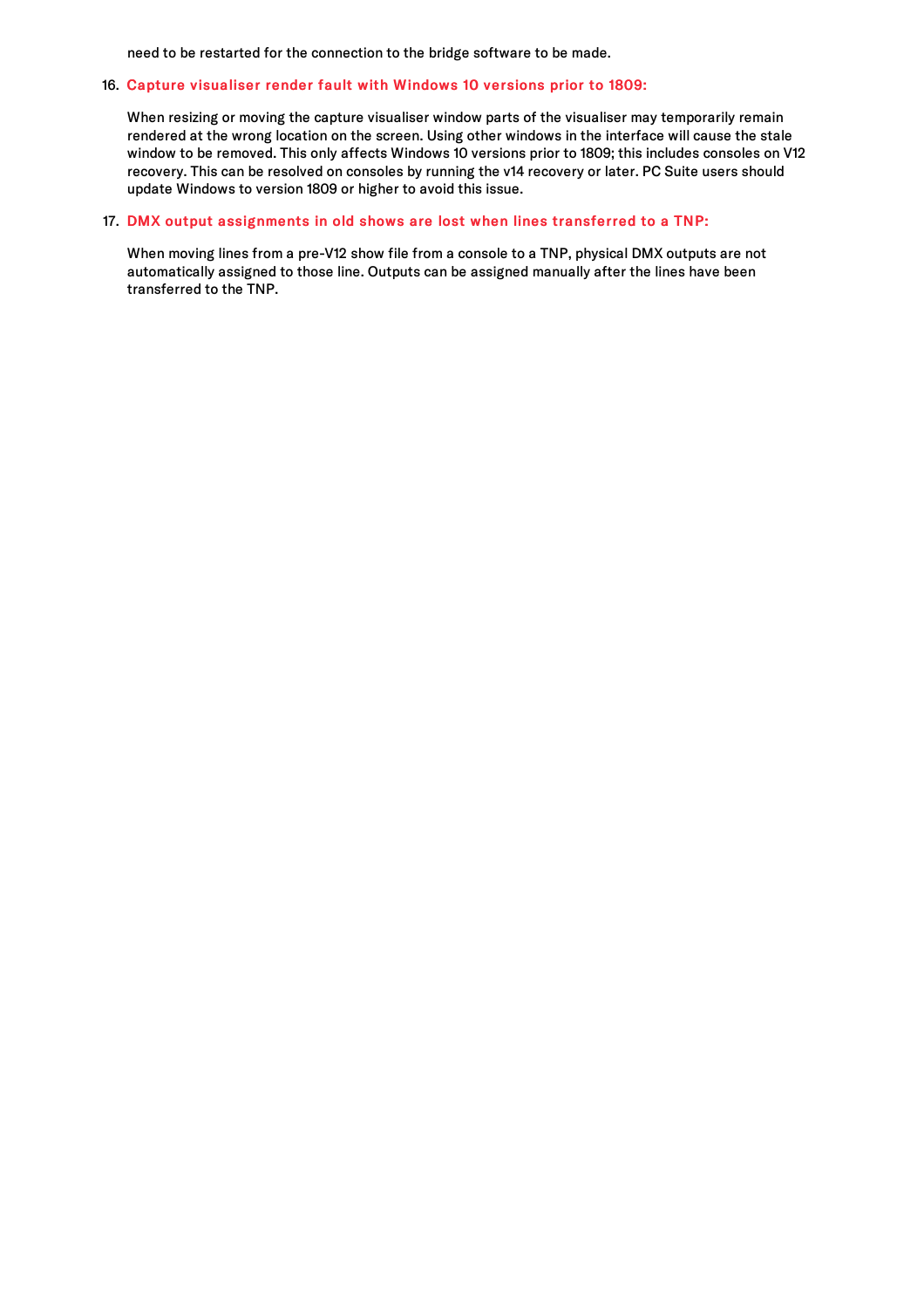need to be restarted for the connection to the bridge software to be made.

16. **Capture visualiser render fault with Windows 10 versions prior to 1809:**

    When resizing or moving the capture visualiser window parts of the visualiser may temporarily remain rendered at the wrong location on the screen. Using other windows in the interface will cause the stale window to be removed. This only affects Windows 10 versions prior to 1809; this includes consoles on V12 recovery. This can be resolved on consoles by running the v14 recovery or later. PC Suite users should update Windows to version 1809 or higher to avoid this issue.

17. **DMX output assignments in old shows are lost when lines transferred to a TNP:**

    When moving lines from a pre-V12 show file from a console to a TNP, physical DMX outputs are not automatically assigned to those line. Outputs can be assigned manually after the lines have been transferred to the TNP.